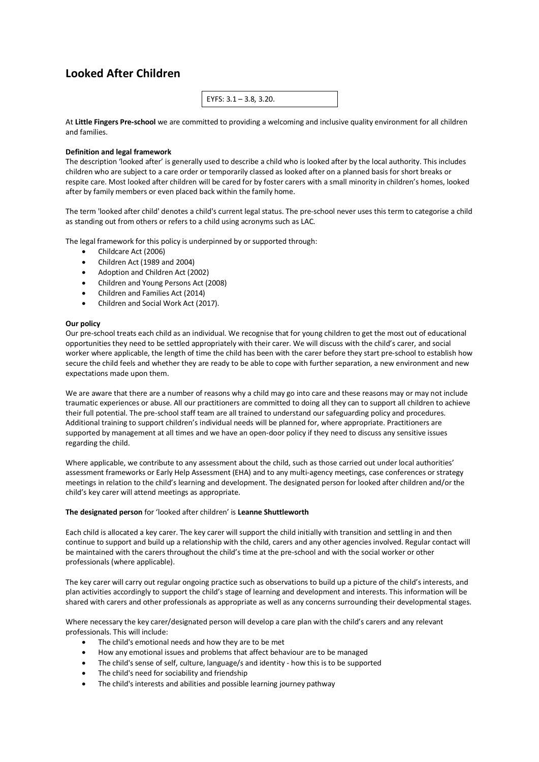# Looked After Children

EYFS: 3.1 – 3.8, 3.20.

At **Little Fingers Pre-school** we are committed to providing a welcoming and inclusive quality environment for all children and families.

**Definition and legal framework**

The description 'looked after' is generally used to describe a child who is looked after by the local authority. This includes children who are subject to a care order or temporarily classed as looked after on a planned basis for short breaks or respite care. Most looked after children will be cared for by foster carers with a small minority in children's homes, looked after by family members or even placed back within the family home.

The term 'looked after child' denotes a child's current legal status. The pre-school never uses this term to categorise a child as standing out from others or refers to a child using acronyms such as LAC.

The legal framework for this policy is underpinned by or supported through:

- Childcare Act (2006)
- Children Act (1989 and 2004)
- Adoption and Children Act (2002)
- Children and Young Persons Act (2008)
- Children and Families Act (2014)
- Children and Social Work Act (2017).

**Our policy**

Our pre-school treats each child as an individual. We recognise that for young children to get the most out of educational opportunities they need to be settled appropriately with their carer. We will discuss with the child's carer, and social worker where applicable, the length of time the child has been with the carer before they start pre-school to establish how secure the child feels and whether they are ready to be able to cope with further separation, a new environment and new expectations made upon them.

We are aware that there are a number of reasons why a child may go into care and these reasons may or may not include traumatic experiences or abuse. All our practitioners are committed to doing all they can to support all children to achieve their full potential. The pre-school staff team are all trained to understand our safeguarding policy and procedures. Additional training to support children's individual needs will be planned for, where appropriate. Practitioners are supported by management at all times and we have an open-door policy if they need to discuss any sensitive issues regarding the child.

Where applicable, we contribute to any assessment about the child, such as those carried out under local authorities' assessment frameworks or Early Help Assessment (EHA) and to any multi-agency meetings, case conferences or strategy meetings in relation to the child's learning and development. The designated person for looked after children and/or the child's key carer will attend meetings as appropriate.

**The designated person** for 'looked after children' is **Leanne Shuttleworth**

Each child is allocated a key carer. The key carer will support the child initially with transition and settling in and then continue to support and build up a relationship with the child, carers and any other agencies involved. Regular contact will be maintained with the carers throughout the child's time at the pre-school and with the social worker or other professionals (where applicable).

The key carer will carry out regular ongoing practice such as observations to build up a picture of the child's interests, and plan activities accordingly to support the child's stage of learning and development and interests. This information will be shared with carers and other professionals as appropriate as well as any concerns surrounding their developmental stages.

Where necessary the key carer/designated person will develop a care plan with the child's carers and any relevant professionals. This will include:

- The child's emotional needs and how they are to be met
- How any emotional issues and problems that affect behaviour are to be managed
- The child's sense of self, culture, language/s and identity - how this is to be supported
- The child's need for sociability and friendship
- The child's interests and abilities and possible learning journey pathway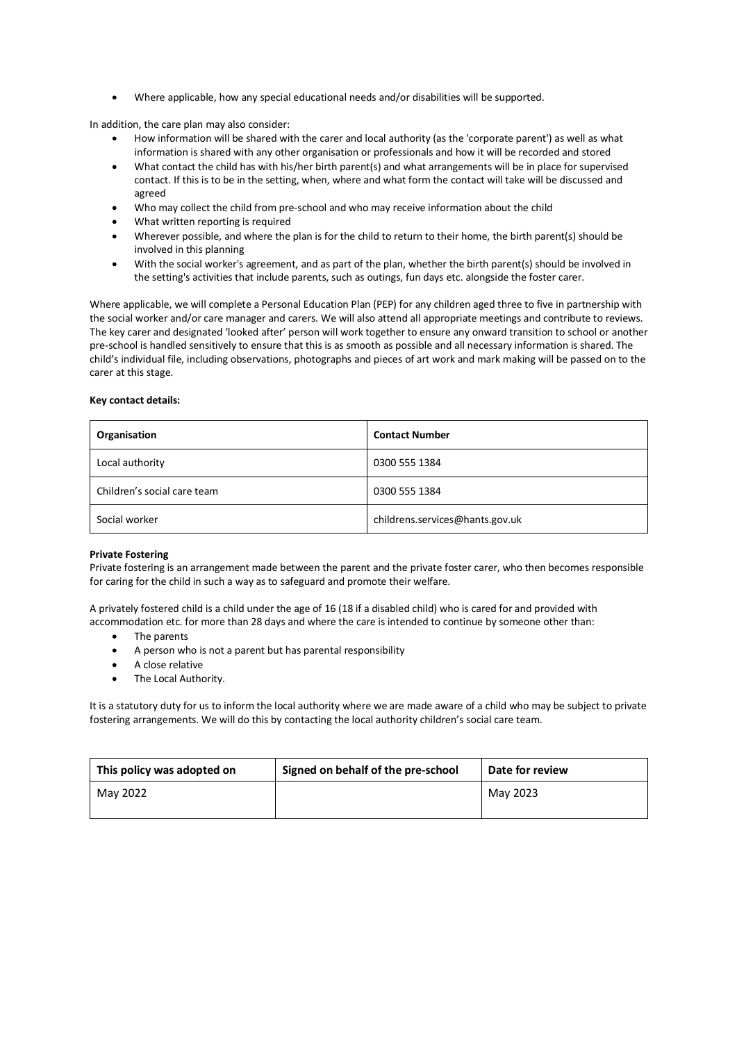- Where applicable, how any special educational needs and/or disabilities will be supported.

In addition, the care plan may also consider:

- How information will be shared with the carer and local authority (as the 'corporate parent') as well as what information is shared with any other organisation or professionals and how it will be recorded and stored
- What contact the child has with his/her birth parent(s) and what arrangements will be in place for supervised contact. If this is to be in the setting, when, where and what form the contact will take will be discussed and agreed
- Who may collect the child from pre-school and who may receive information about the child
- What written reporting is required
- Wherever possible, and where the plan is for the child to return to their home, the birth parent(s) should be involved in this planning
- With the social worker's agreement, and as part of the plan, whether the birth parent(s) should be involved in the setting's activities that include parents, such as outings, fun days etc. alongside the foster carer.

Where applicable, we will complete a Personal Education Plan (PEP) for any children aged three to five in partnership with the social worker and/or care manager and carers. We will also attend all appropriate meetings and contribute to reviews. The key carer and designated 'looked after' person will work together to ensure any onward transition to school or another pre-school is handled sensitively to ensure that this is as smooth as possible and all necessary information is shared. The child's individual file, including observations, photographs and pieces of art work and mark making will be passed on to the carer at this stage.

**Key contact details:**

| Organisation | Contact Number |
|---|---|
| Local authority | 0300 555 1384 |
| Children's social care team | 0300 555 1384 |
| Social worker | childrens.services@hants.gov.uk |

**Private Fostering**

Private fostering is an arrangement made between the parent and the private foster carer, who then becomes responsible for caring for the child in such a way as to safeguard and promote their welfare.

A privately fostered child is a child under the age of 16 (18 if a disabled child) who is cared for and provided with accommodation etc. for more than 28 days and where the care is intended to continue by someone other than:

- The parents
- A person who is not a parent but has parental responsibility
- A close relative
- The Local Authority.

It is a statutory duty for us to inform the local authority where we are made aware of a child who may be subject to private fostering arrangements. We will do this by contacting the local authority children's social care team.

| This policy was adopted on | Signed on behalf of the pre-school | Date for review |
|---|---|---|
| May 2022 | | May 2023 |